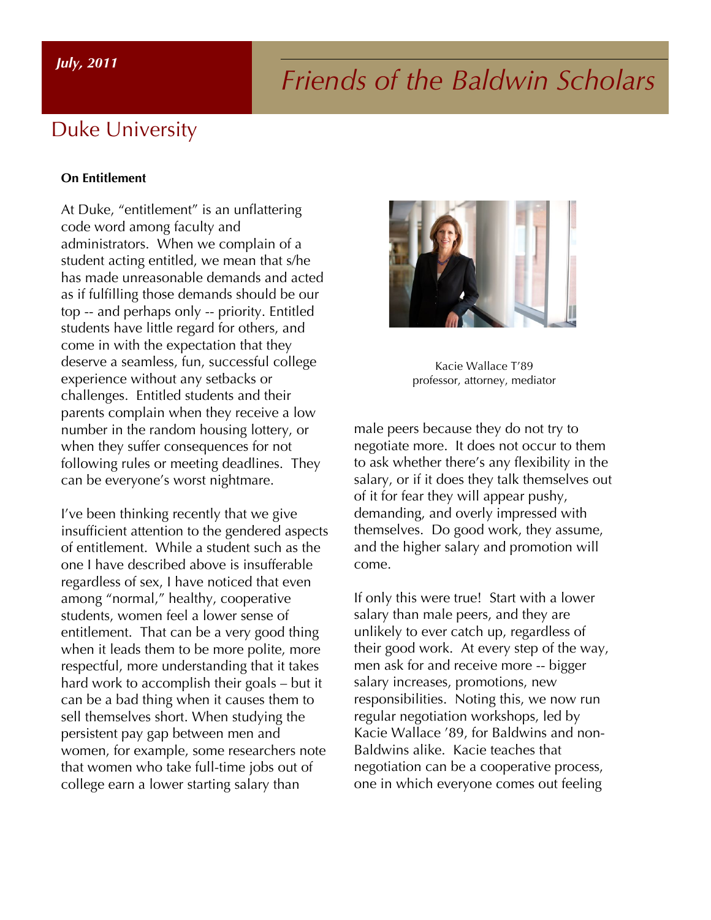*July, 2011*

# *Friends of the Baldwin Scholars*

## Duke University

**On Entitlement**

At Duke, "entitlement" is an unflattering code word among faculty and administrators. When we complain of a student acting entitled, we mean that s/he has made unreasonable demands and acted as if fulfilling those demands should be our top -- and perhaps only -- priority. Entitled students have little regard for others, and come in with the expectation that they deserve a seamless, fun, successful college experience without any setbacks or challenges. Entitled students and their parents complain when they receive a low number in the random housing lottery, or when they suffer consequences for not following rules or meeting deadlines. They can be everyone's worst nightmare.

I've been thinking recently that we give insufficient attention to the gendered aspects of entitlement. While a student such as the one I have described above is insufferable regardless of sex, I have noticed that even among "normal," healthy, cooperative students, women feel a lower sense of entitlement. That can be a very good thing when it leads them to be more polite, more respectful, more understanding that it takes hard work to accomplish their goals – but it can be a bad thing when it causes them to sell themselves short. When studying the persistent pay gap between men and women, for example, some researchers note that women who take full-time jobs out of college earn a lower starting salary than male peers because they do not try to negotiate more. It does not occur to them to ask whether there's any flexibility in the salary, or if it does they talk themselves out of it for fear they will appear pushy, demanding, and overly impressed with themselves. Do good work, they assume, and the higher salary and promotion will come.

Kacie Wallace T'89
professor, attorney, mediator

If only this were true! Start with a lower salary than male peers, and they are unlikely to ever catch up, regardless of their good work. At every step of the way, men ask for and receive more -- bigger salary increases, promotions, new responsibilities. Noting this, we now run regular negotiation workshops, led by Kacie Wallace '89, for Baldwins and non-Baldwins alike. Kacie teaches that negotiation can be a cooperative process, one in which everyone comes out feeling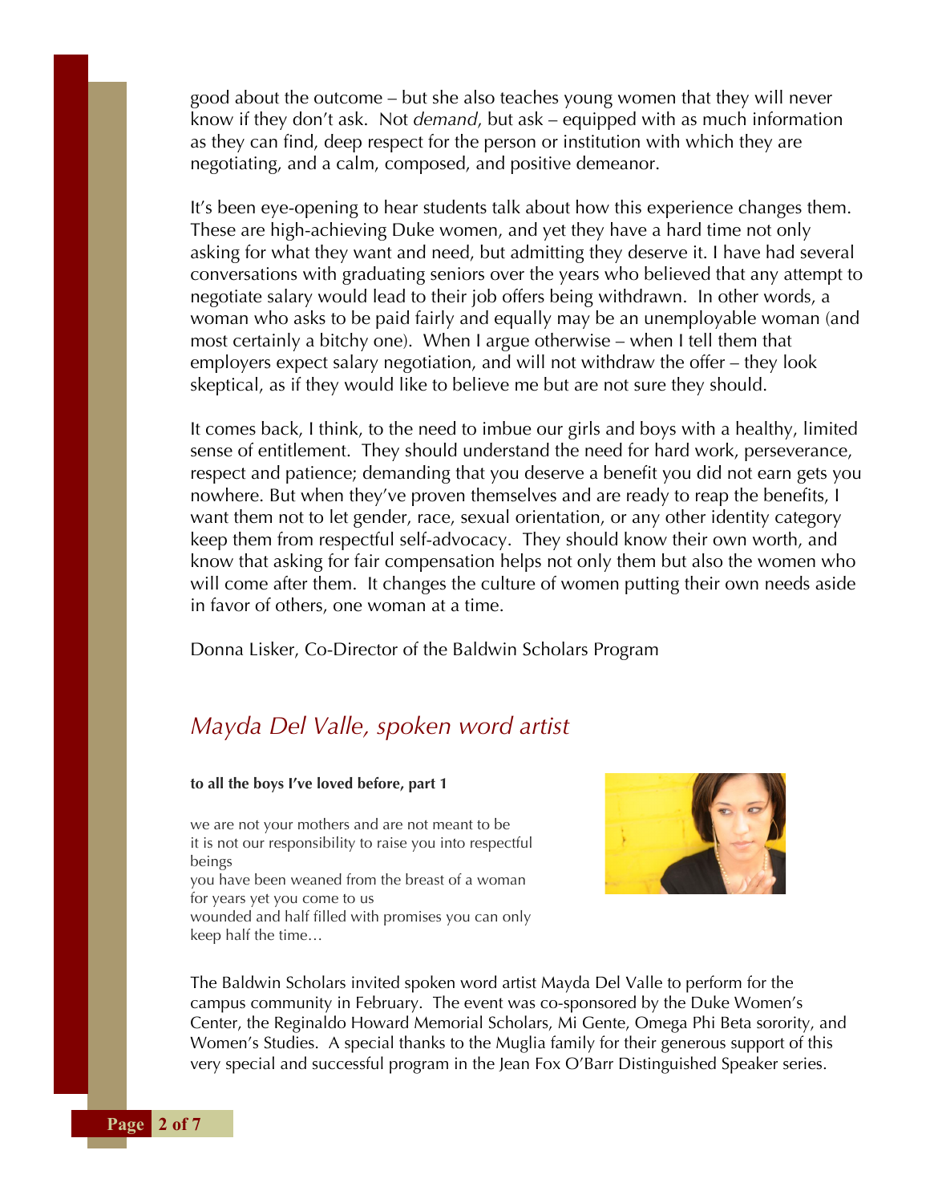good about the outcome – but she also teaches young women that they will never know if they don't ask. Not *demand*, but ask – equipped with as much information as they can find, deep respect for the person or institution with which they are negotiating, and a calm, composed, and positive demeanor.

It's been eye-opening to hear students talk about how this experience changes them. These are high-achieving Duke women, and yet they have a hard time not only asking for what they want and need, but admitting they deserve it. I have had several conversations with graduating seniors over the years who believed that any attempt to negotiate salary would lead to their job offers being withdrawn. In other words, a woman who asks to be paid fairly and equally may be an unemployable woman (and most certainly a bitchy one). When I argue otherwise – when I tell them that employers expect salary negotiation, and will not withdraw the offer – they look skeptical, as if they would like to believe me but are not sure they should.

It comes back, I think, to the need to imbue our girls and boys with a healthy, limited sense of entitlement. They should understand the need for hard work, perseverance, respect and patience; demanding that you deserve a benefit you did not earn gets you nowhere. But when they've proven themselves and are ready to reap the benefits, I want them not to let gender, race, sexual orientation, or any other identity category keep them from respectful self-advocacy. They should know their own worth, and know that asking for fair compensation helps not only them but also the women who will come after them. It changes the culture of women putting their own needs aside in favor of others, one woman at a time.

Donna Lisker, Co-Director of the Baldwin Scholars Program

## *Mayda Del Valle, spoken word artist*

**to all the boys I've loved before, part 1**

we are not your mothers and are not meant to be
it is not our responsibility to raise you into respectful beings
you have been weaned from the breast of a woman for years yet you come to us
wounded and half filled with promises you can only keep half the time…

The Baldwin Scholars invited spoken word artist Mayda Del Valle to perform for the campus community in February. The event was co-sponsored by the Duke Women's Center, the Reginaldo Howard Memorial Scholars, Mi Gente, Omega Phi Beta sorority, and Women's Studies. A special thanks to the Muglia family for their generous support of this very special and successful program in the Jean Fox O'Barr Distinguished Speaker series.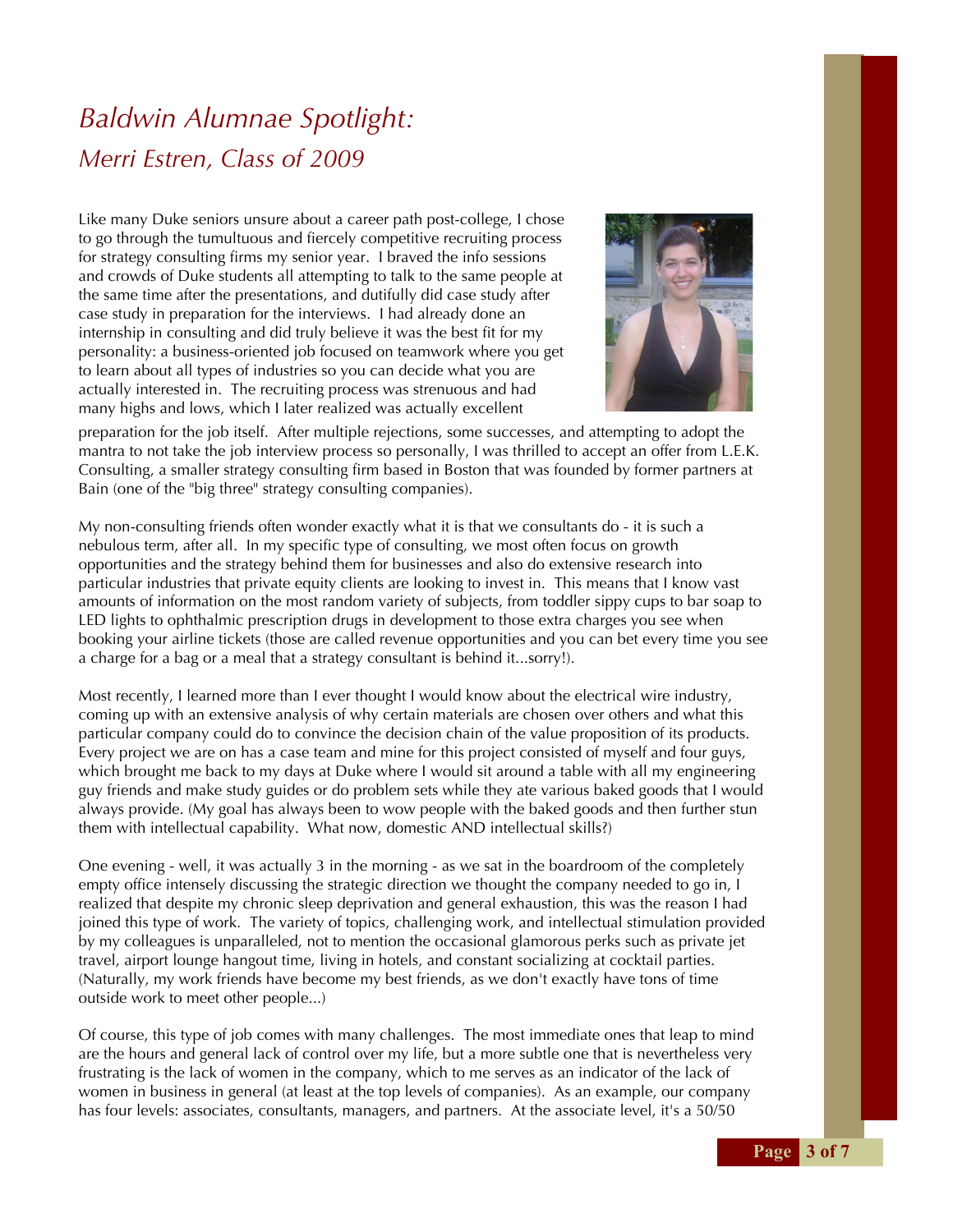# *Baldwin Alumnae Spotlight:*

## *Merri Estren, Class of 2009*

Like many Duke seniors unsure about a career path post-college, I chose to go through the tumultuous and fiercely competitive recruiting process for strategy consulting firms my senior year. I braved the info sessions and crowds of Duke students all attempting to talk to the same people at the same time after the presentations, and dutifully did case study after case study in preparation for the interviews. I had already done an internship in consulting and did truly believe it was the best fit for my personality: a business-oriented job focused on teamwork where you get to learn about all types of industries so you can decide what you are actually interested in. The recruiting process was strenuous and had many highs and lows, which I later realized was actually excellent preparation for the job itself. After multiple rejections, some successes, and attempting to adopt the mantra to not take the job interview process so personally, I was thrilled to accept an offer from L.E.K. Consulting, a smaller strategy consulting firm based in Boston that was founded by former partners at Bain (one of the "big three" strategy consulting companies).

My non-consulting friends often wonder exactly what it is that we consultants do - it is such a nebulous term, after all. In my specific type of consulting, we most often focus on growth opportunities and the strategy behind them for businesses and also do extensive research into particular industries that private equity clients are looking to invest in. This means that I know vast amounts of information on the most random variety of subjects, from toddler sippy cups to bar soap to LED lights to ophthalmic prescription drugs in development to those extra charges you see when booking your airline tickets (those are called revenue opportunities and you can bet every time you see a charge for a bag or a meal that a strategy consultant is behind it...sorry!).

Most recently, I learned more than I ever thought I would know about the electrical wire industry, coming up with an extensive analysis of why certain materials are chosen over others and what this particular company could do to convince the decision chain of the value proposition of its products. Every project we are on has a case team and mine for this project consisted of myself and four guys, which brought me back to my days at Duke where I would sit around a table with all my engineering guy friends and make study guides or do problem sets while they ate various baked goods that I would always provide. (My goal has always been to wow people with the baked goods and then further stun them with intellectual capability. What now, domestic AND intellectual skills?)

One evening - well, it was actually 3 in the morning - as we sat in the boardroom of the completely empty office intensely discussing the strategic direction we thought the company needed to go in, I realized that despite my chronic sleep deprivation and general exhaustion, this was the reason I had joined this type of work. The variety of topics, challenging work, and intellectual stimulation provided by my colleagues is unparalleled, not to mention the occasional glamorous perks such as private jet travel, airport lounge hangout time, living in hotels, and constant socializing at cocktail parties. (Naturally, my work friends have become my best friends, as we don't exactly have tons of time outside work to meet other people...)

Of course, this type of job comes with many challenges. The most immediate ones that leap to mind are the hours and general lack of control over my life, but a more subtle one that is nevertheless very frustrating is the lack of women in the company, which to me serves as an indicator of the lack of women in business in general (at least at the top levels of companies). As an example, our company has four levels: associates, consultants, managers, and partners. At the associate level, it's a 50/50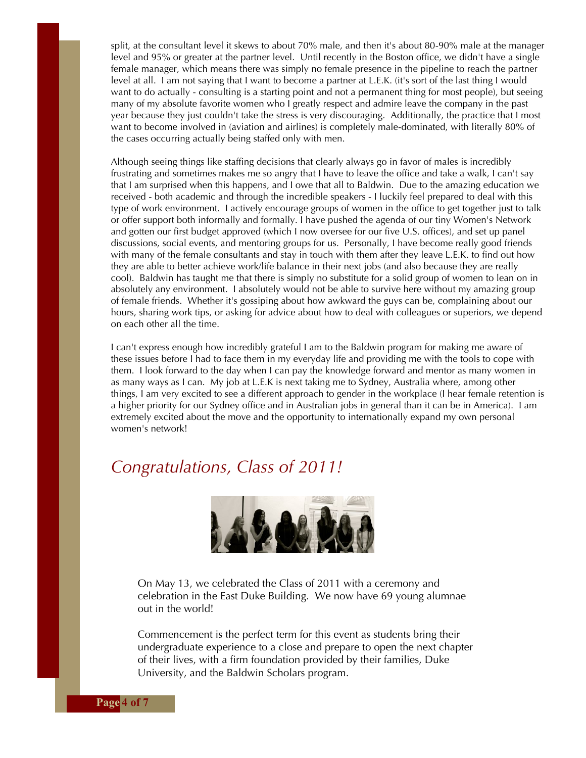split, at the consultant level it skews to about 70% male, and then it's about 80-90% male at the manager level and 95% or greater at the partner level. Until recently in the Boston office, we didn't have a single female manager, which means there was simply no female presence in the pipeline to reach the partner level at all. I am not saying that I want to become a partner at L.E.K. (it's sort of the last thing I would want to do actually - consulting is a starting point and not a permanent thing for most people), but seeing many of my absolute favorite women who I greatly respect and admire leave the company in the past year because they just couldn't take the stress is very discouraging. Additionally, the practice that I most want to become involved in (aviation and airlines) is completely male-dominated, with literally 80% of the cases occurring actually being staffed only with men.

Although seeing things like staffing decisions that clearly always go in favor of males is incredibly frustrating and sometimes makes me so angry that I have to leave the office and take a walk, I can't say that I am surprised when this happens, and I owe that all to Baldwin. Due to the amazing education we received - both academic and through the incredible speakers - I luckily feel prepared to deal with this type of work environment. I actively encourage groups of women in the office to get together just to talk or offer support both informally and formally. I have pushed the agenda of our tiny Women's Network and gotten our first budget approved (which I now oversee for our five U.S. offices), and set up panel discussions, social events, and mentoring groups for us. Personally, I have become really good friends with many of the female consultants and stay in touch with them after they leave L.E.K. to find out how they are able to better achieve work/life balance in their next jobs (and also because they are really cool). Baldwin has taught me that there is simply no substitute for a solid group of women to lean on in absolutely any environment. I absolutely would not be able to survive here without my amazing group of female friends. Whether it's gossiping about how awkward the guys can be, complaining about our hours, sharing work tips, or asking for advice about how to deal with colleagues or superiors, we depend on each other all the time.

I can't express enough how incredibly grateful I am to the Baldwin program for making me aware of these issues before I had to face them in my everyday life and providing me with the tools to cope with them. I look forward to the day when I can pay the knowledge forward and mentor as many women in as many ways as I can. My job at L.E.K is next taking me to Sydney, Australia where, among other things, I am very excited to see a different approach to gender in the workplace (I hear female retention is a higher priority for our Sydney office and in Australian jobs in general than it can be in America). I am extremely excited about the move and the opportunity to internationally expand my own personal women's network!

## *Congratulations, Class of 2011!*

On May 13, we celebrated the Class of 2011 with a ceremony and celebration in the East Duke Building. We now have 69 young alumnae out in the world!

Commencement is the perfect term for this event as students bring their undergraduate experience to a close and prepare to open the next chapter of their lives, with a firm foundation provided by their families, Duke University, and the Baldwin Scholars program.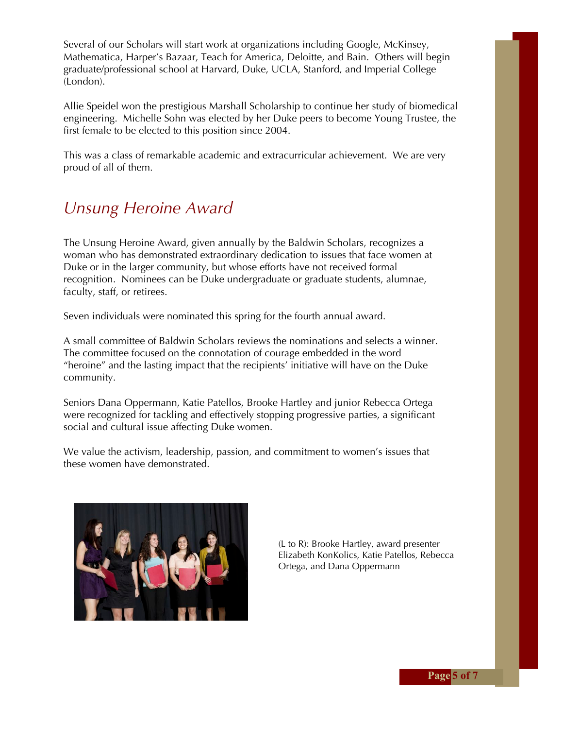Several of our Scholars will start work at organizations including Google, McKinsey, Mathematica, Harper's Bazaar, Teach for America, Deloitte, and Bain. Others will begin graduate/professional school at Harvard, Duke, UCLA, Stanford, and Imperial College (London).

Allie Speidel won the prestigious Marshall Scholarship to continue her study of biomedical engineering. Michelle Sohn was elected by her Duke peers to become Young Trustee, the first female to be elected to this position since 2004.

This was a class of remarkable academic and extracurricular achievement. We are very proud of all of them.

## *Unsung Heroine Award*

The Unsung Heroine Award, given annually by the Baldwin Scholars, recognizes a woman who has demonstrated extraordinary dedication to issues that face women at Duke or in the larger community, but whose efforts have not received formal recognition. Nominees can be Duke undergraduate or graduate students, alumnae, faculty, staff, or retirees.

Seven individuals were nominated this spring for the fourth annual award.

A small committee of Baldwin Scholars reviews the nominations and selects a winner. The committee focused on the connotation of courage embedded in the word "heroine" and the lasting impact that the recipients' initiative will have on the Duke community.

Seniors Dana Oppermann, Katie Patellos, Brooke Hartley and junior Rebecca Ortega were recognized for tackling and effectively stopping progressive parties, a significant social and cultural issue affecting Duke women.

We value the activism, leadership, passion, and commitment to women's issues that these women have demonstrated.

(L to R): Brooke Hartley, award presenter Elizabeth KonKolics, Katie Patellos, Rebecca Ortega, and Dana Oppermann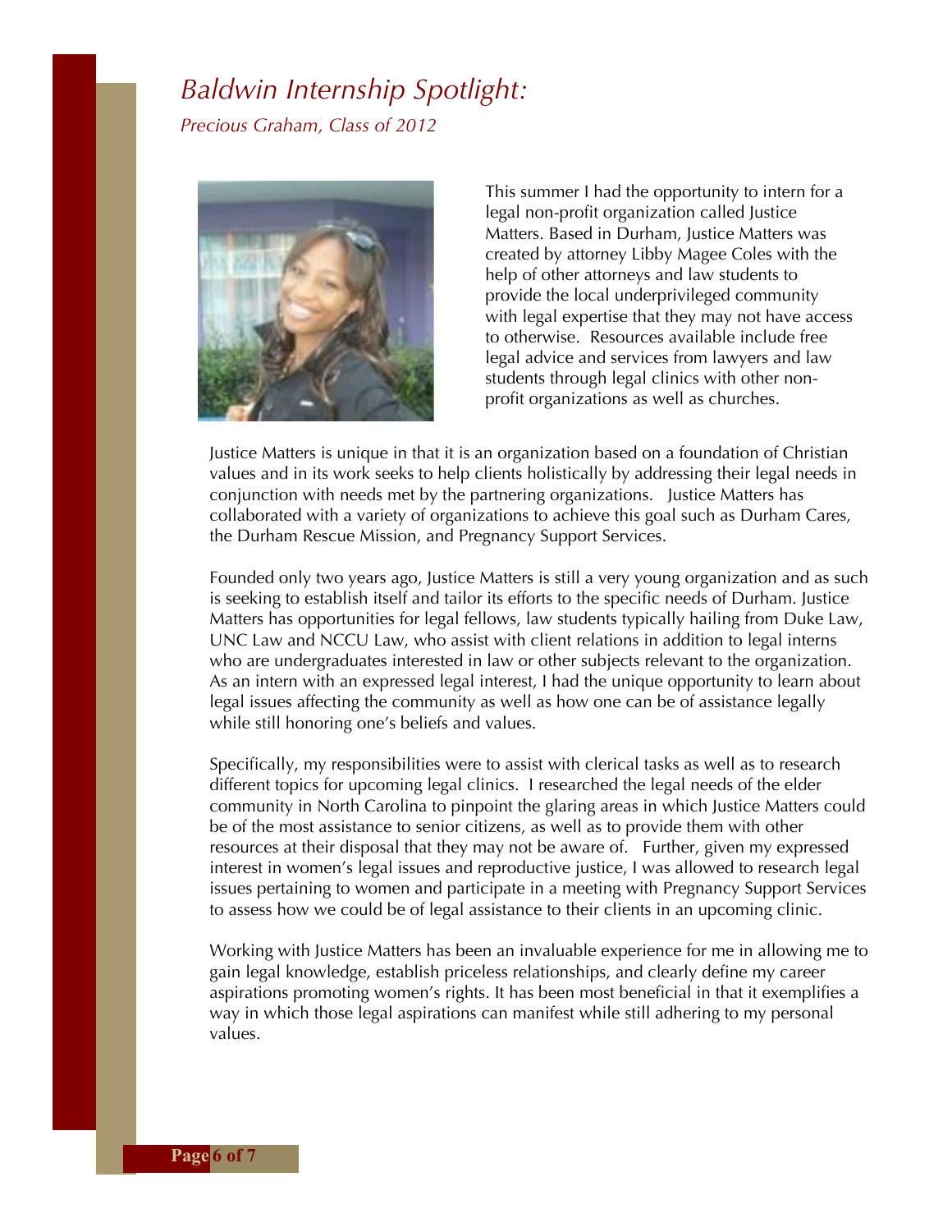# *Baldwin Internship Spotlight:*

*Precious Graham, Class of 2012*

This summer I had the opportunity to intern for a legal non-profit organization called Justice Matters. Based in Durham, Justice Matters was created by attorney Libby Magee Coles with the help of other attorneys and law students to provide the local underprivileged community with legal expertise that they may not have access to otherwise. Resources available include free legal advice and services from lawyers and law students through legal clinics with other non-profit organizations as well as churches.

Justice Matters is unique in that it is an organization based on a foundation of Christian values and in its work seeks to help clients holistically by addressing their legal needs in conjunction with needs met by the partnering organizations. Justice Matters has collaborated with a variety of organizations to achieve this goal such as Durham Cares, the Durham Rescue Mission, and Pregnancy Support Services.

Founded only two years ago, Justice Matters is still a very young organization and as such is seeking to establish itself and tailor its efforts to the specific needs of Durham. Justice Matters has opportunities for legal fellows, law students typically hailing from Duke Law, UNC Law and NCCU Law, who assist with client relations in addition to legal interns who are undergraduates interested in law or other subjects relevant to the organization. As an intern with an expressed legal interest, I had the unique opportunity to learn about legal issues affecting the community as well as how one can be of assistance legally while still honoring one's beliefs and values.

Specifically, my responsibilities were to assist with clerical tasks as well as to research different topics for upcoming legal clinics. I researched the legal needs of the elder community in North Carolina to pinpoint the glaring areas in which Justice Matters could be of the most assistance to senior citizens, as well as to provide them with other resources at their disposal that they may not be aware of. Further, given my expressed interest in women's legal issues and reproductive justice, I was allowed to research legal issues pertaining to women and participate in a meeting with Pregnancy Support Services to assess how we could be of legal assistance to their clients in an upcoming clinic.

Working with Justice Matters has been an invaluable experience for me in allowing me to gain legal knowledge, establish priceless relationships, and clearly define my career aspirations promoting women's rights. It has been most beneficial in that it exemplifies a way in which those legal aspirations can manifest while still adhering to my personal values.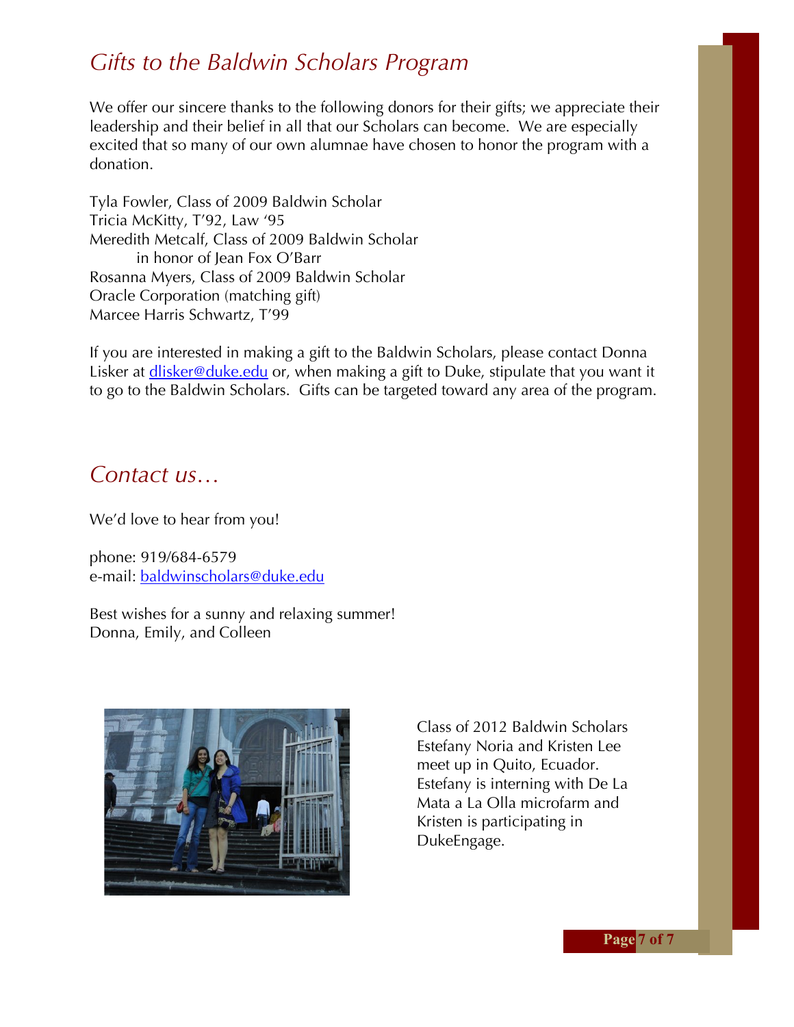## *Gifts to the Baldwin Scholars Program*

We offer our sincere thanks to the following donors for their gifts; we appreciate their leadership and their belief in all that our Scholars can become. We are especially excited that so many of our own alumnae have chosen to honor the program with a donation.

Tyla Fowler, Class of 2009 Baldwin Scholar
Tricia McKitty, T'92, Law '95
Meredith Metcalf, Class of 2009 Baldwin Scholar
  in honor of Jean Fox O'Barr
Rosanna Myers, Class of 2009 Baldwin Scholar
Oracle Corporation (matching gift)
Marcee Harris Schwartz, T'99

If you are interested in making a gift to the Baldwin Scholars, please contact Donna Lisker at dlisker@duke.edu or, when making a gift to Duke, stipulate that you want it to go to the Baldwin Scholars. Gifts can be targeted toward any area of the program.

## *Contact us…*

We'd love to hear from you!

phone: 919/684-6579
e-mail: baldwinscholars@duke.edu

Best wishes for a sunny and relaxing summer!
Donna, Emily, and Colleen

Class of 2012 Baldwin Scholars Estefany Noria and Kristen Lee meet up in Quito, Ecuador. Estefany is interning with De La Mata a La Olla microfarm and Kristen is participating in DukeEngage.